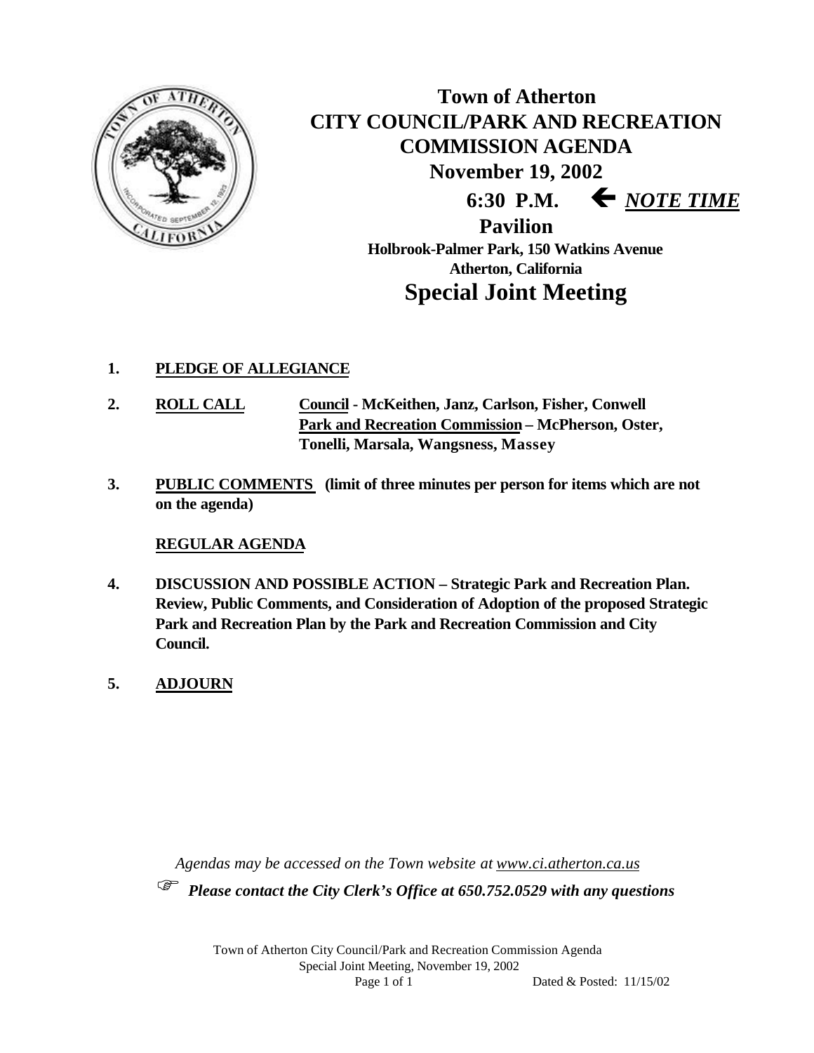# Town of Atherton
# CITY COUNCIL/PARK AND RECREATION COMMISSION AGENDA

**November 19, 2002**

**6:30 P.M.** ← ***NOTE TIME***

**Pavilion**

**Holbrook-Palmer Park, 150 Watkins Avenue**
**Atherton, California**

## Special Joint Meeting

1. **PLEDGE OF ALLEGIANCE**

2. **ROLL CALL** **Council - McKeithen, Janz, Carlson, Fisher, Conwell**
   **Park and Recreation Commission – McPherson, Oster, Tonelli, Marsala, Wangsness, Massey**

3. **PUBLIC COMMENTS (limit of three minutes per person for items which are not on the agenda)**

   **REGULAR AGENDA**

4. **DISCUSSION AND POSSIBLE ACTION – Strategic Park and Recreation Plan. Review, Public Comments, and Consideration of Adoption of the proposed Strategic Park and Recreation Plan by the Park and Recreation Commission and City Council.**

5. **ADJOURN**

*Agendas may be accessed on the Town website at www.ci.atherton.ca.us*

☞ ***Please contact the City Clerk's Office at 650.752.0529 with any questions***

Dated & Posted: 11/15/02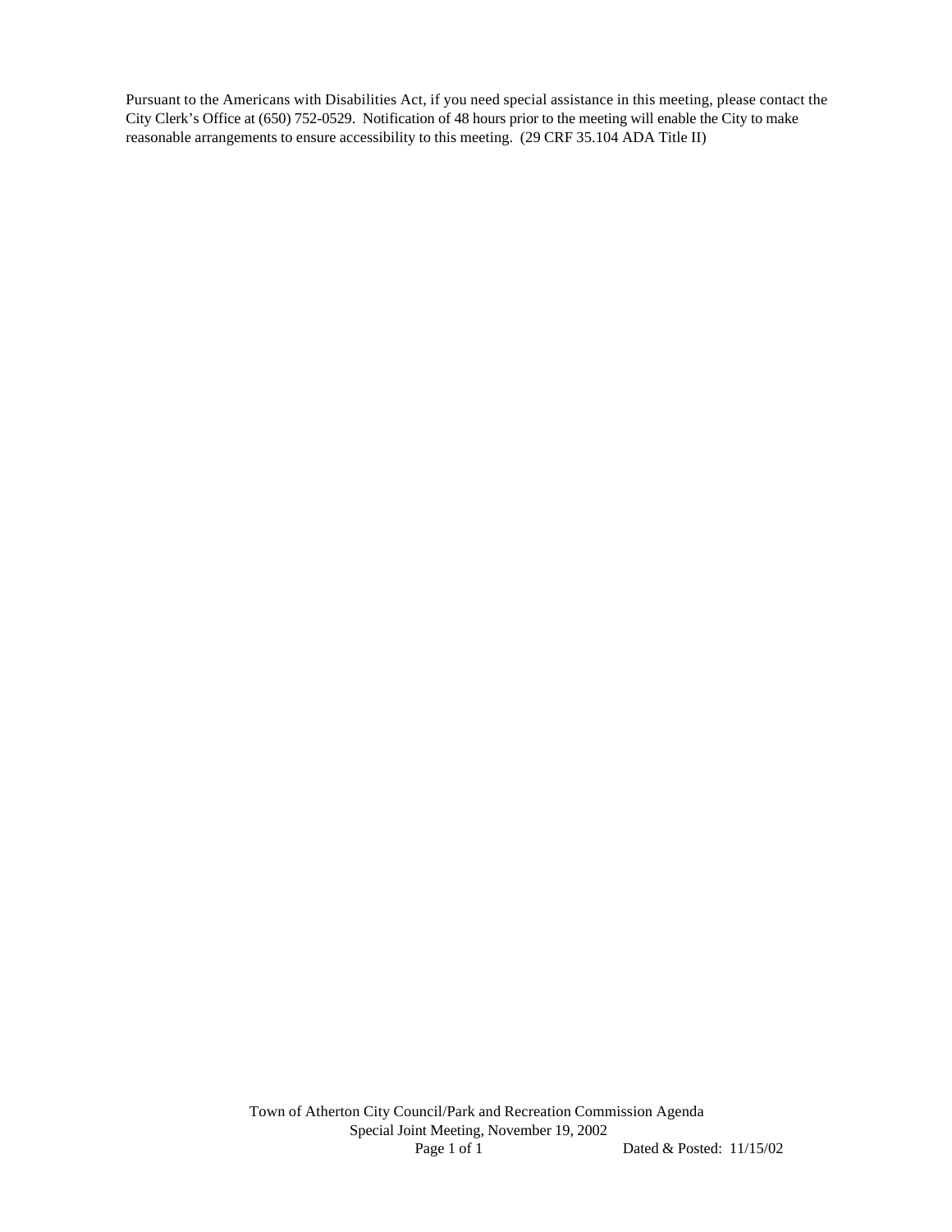Pursuant to the Americans with Disabilities Act, if you need special assistance in this meeting, please contact the City Clerk's Office at (650) 752-0529. Notification of 48 hours prior to the meeting will enable the City to make reasonable arrangements to ensure accessibility to this meeting. (29 CRF 35.104 ADA Title II)